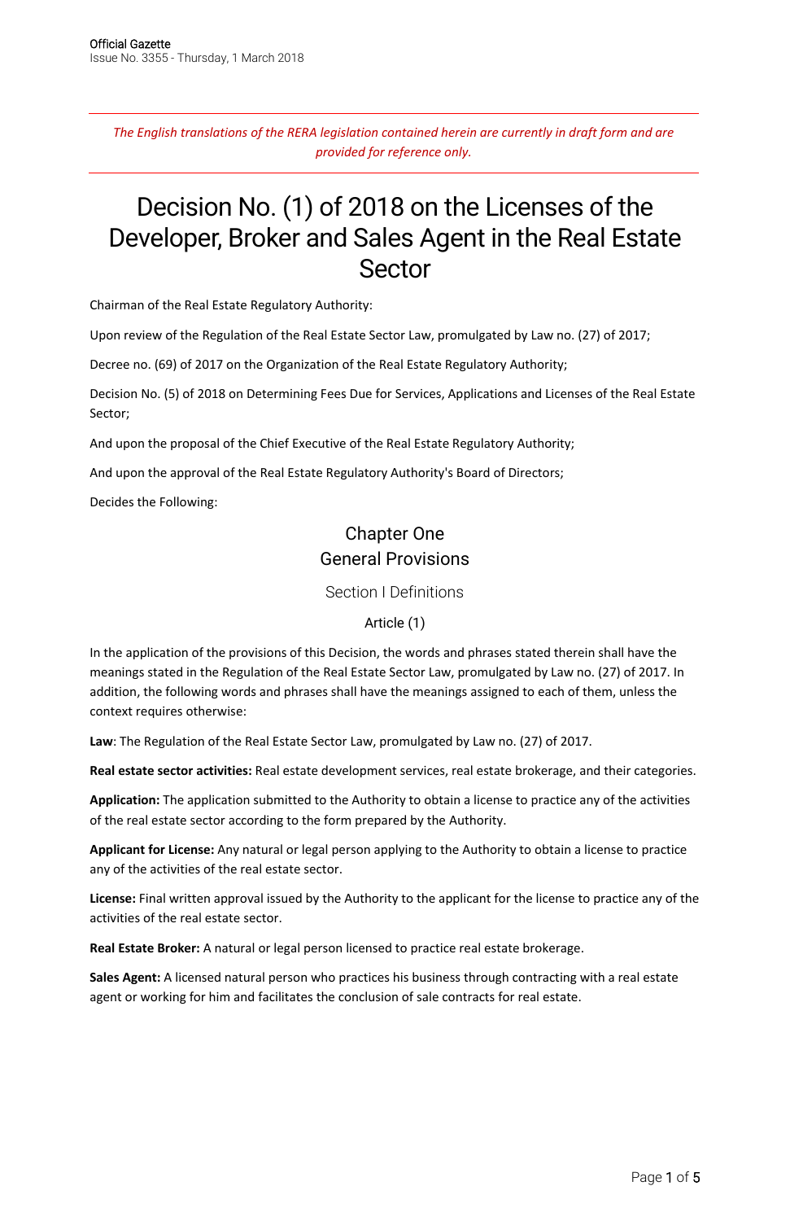*The English translations of the RERA legislation contained herein are currently in draft form and are provided for reference only.*

# Decision No. (1) of 2018 on the Licenses of the Developer, Broker and Sales Agent in the Real Estate Sector

Chairman of the Real Estate Regulatory Authority:

Upon review of the Regulation of the Real Estate Sector Law, promulgated by Law no. (27) of 2017;

Decree no. (69) of 2017 on the Organization of the Real Estate Regulatory Authority;

Decision No. (5) of 2018 on Determining Fees Due for Services, Applications and Licenses of the Real Estate Sector;

And upon the proposal of the Chief Executive of the Real Estate Regulatory Authority;

And upon the approval of the Real Estate Regulatory Authority's Board of Directors;

Decides the Following:

## Chapter One
## General Provisions

### Section I Definitions

#### Article (1)

In the application of the provisions of this Decision, the words and phrases stated therein shall have the meanings stated in the Regulation of the Real Estate Sector Law, promulgated by Law no. (27) of 2017. In addition, the following words and phrases shall have the meanings assigned to each of them, unless the context requires otherwise:

**Law**: The Regulation of the Real Estate Sector Law, promulgated by Law no. (27) of 2017.

**Real estate sector activities:** Real estate development services, real estate brokerage, and their categories.

**Application:** The application submitted to the Authority to obtain a license to practice any of the activities of the real estate sector according to the form prepared by the Authority.

**Applicant for License:** Any natural or legal person applying to the Authority to obtain a license to practice any of the activities of the real estate sector.

**License:** Final written approval issued by the Authority to the applicant for the license to practice any of the activities of the real estate sector.

**Real Estate Broker:** A natural or legal person licensed to practice real estate brokerage.

**Sales Agent:** A licensed natural person who practices his business through contracting with a real estate agent or working for him and facilitates the conclusion of sale contracts for real estate.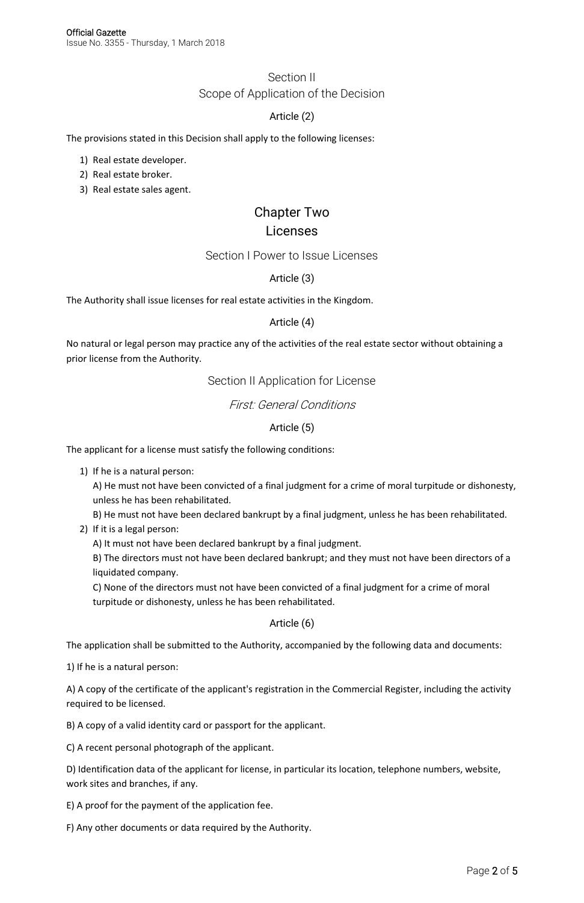## Section II
## Scope of Application of the Decision

### Article (2)

The provisions stated in this Decision shall apply to the following licenses:

1) Real estate developer.
2) Real estate broker.
3) Real estate sales agent.

# Chapter Two
# Licenses

## Section I Power to Issue Licenses

### Article (3)

The Authority shall issue licenses for real estate activities in the Kingdom.

### Article (4)

No natural or legal person may practice any of the activities of the real estate sector without obtaining a prior license from the Authority.

## Section II Application for License

### *First: General Conditions*

### Article (5)

The applicant for a license must satisfy the following conditions:

1) If he is a natural person:
   A) He must not have been convicted of a final judgment for a crime of moral turpitude or dishonesty, unless he has been rehabilitated.
   B) He must not have been declared bankrupt by a final judgment, unless he has been rehabilitated.
2) If it is a legal person:
   A) It must not have been declared bankrupt by a final judgment.
   B) The directors must not have been declared bankrupt; and they must not have been directors of a liquidated company.
   C) None of the directors must not have been convicted of a final judgment for a crime of moral turpitude or dishonesty, unless he has been rehabilitated.

### Article (6)

The application shall be submitted to the Authority, accompanied by the following data and documents:

1) If he is a natural person:

A) A copy of the certificate of the applicant's registration in the Commercial Register, including the activity required to be licensed.

B) A copy of a valid identity card or passport for the applicant.

C) A recent personal photograph of the applicant.

D) Identification data of the applicant for license, in particular its location, telephone numbers, website, work sites and branches, if any.

E) A proof for the payment of the application fee.

F) Any other documents or data required by the Authority.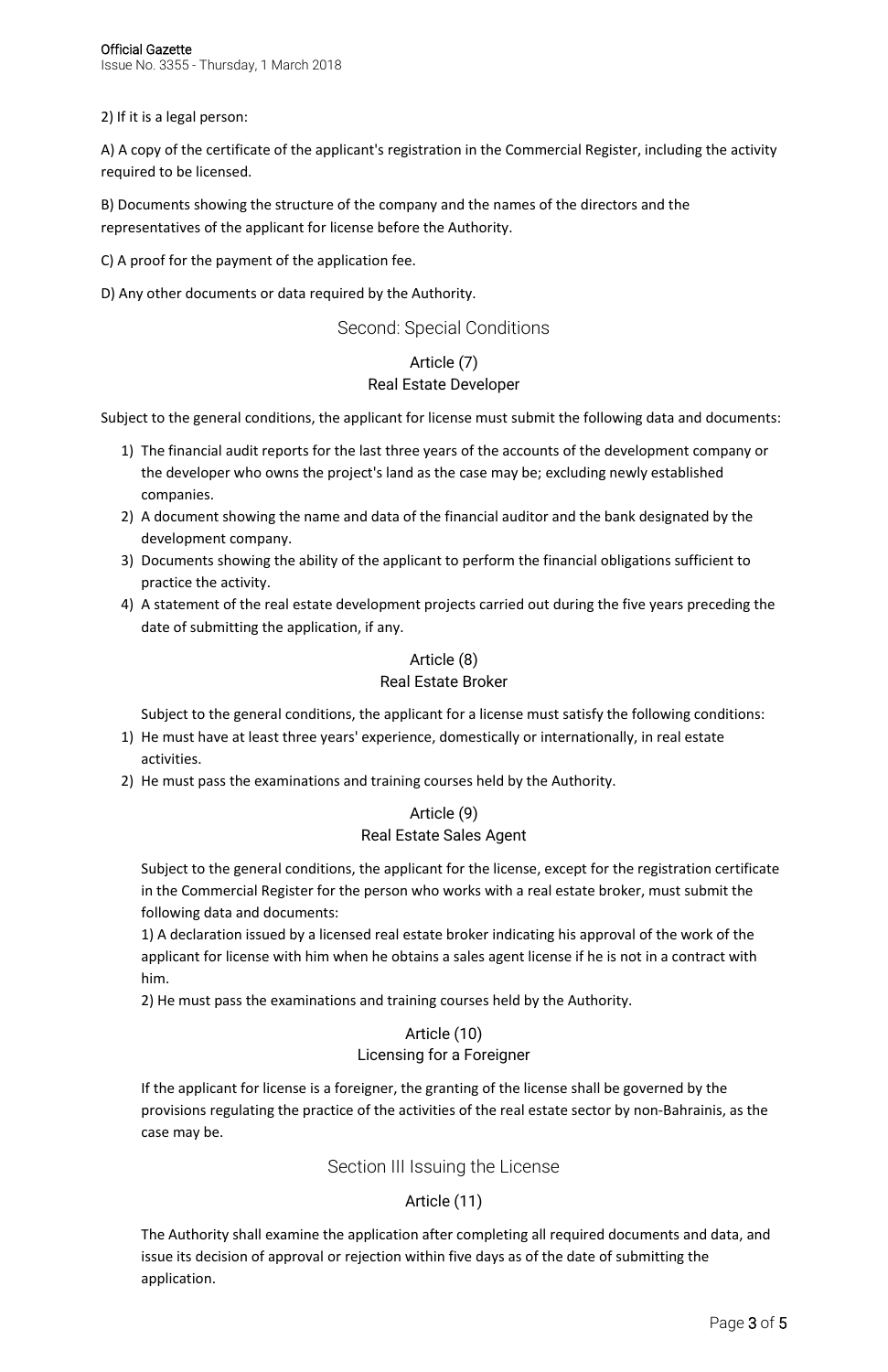2) If it is a legal person:

A) A copy of the certificate of the applicant's registration in the Commercial Register, including the activity required to be licensed.

B) Documents showing the structure of the company and the names of the directors and the representatives of the applicant for license before the Authority.

C) A proof for the payment of the application fee.

D) Any other documents or data required by the Authority.

## Second: Special Conditions

### Article (7)
### Real Estate Developer

Subject to the general conditions, the applicant for license must submit the following data and documents:

1) The financial audit reports for the last three years of the accounts of the development company or the developer who owns the project's land as the case may be; excluding newly established companies.
2) A document showing the name and data of the financial auditor and the bank designated by the development company.
3) Documents showing the ability of the applicant to perform the financial obligations sufficient to practice the activity.
4) A statement of the real estate development projects carried out during the five years preceding the date of submitting the application, if any.

### Article (8)
### Real Estate Broker

Subject to the general conditions, the applicant for a license must satisfy the following conditions:

1) He must have at least three years' experience, domestically or internationally, in real estate activities.
2) He must pass the examinations and training courses held by the Authority.

### Article (9)
### Real Estate Sales Agent

Subject to the general conditions, the applicant for the license, except for the registration certificate in the Commercial Register for the person who works with a real estate broker, must submit the following data and documents:

1) A declaration issued by a licensed real estate broker indicating his approval of the work of the applicant for license with him when he obtains a sales agent license if he is not in a contract with him.

2) He must pass the examinations and training courses held by the Authority.

### Article (10)
### Licensing for a Foreigner

If the applicant for license is a foreigner, the granting of the license shall be governed by the provisions regulating the practice of the activities of the real estate sector by non-Bahrainis, as the case may be.

## Section III Issuing the License

### Article (11)

The Authority shall examine the application after completing all required documents and data, and issue its decision of approval or rejection within five days as of the date of submitting the application.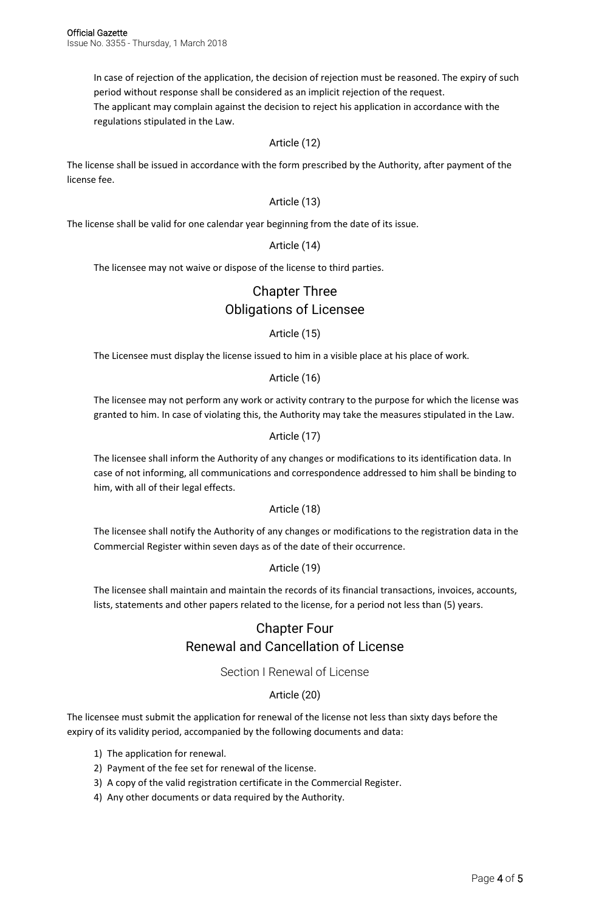In case of rejection of the application, the decision of rejection must be reasoned. The expiry of such period without response shall be considered as an implicit rejection of the request.

The applicant may complain against the decision to reject his application in accordance with the regulations stipulated in the Law.

### Article (12)

The license shall be issued in accordance with the form prescribed by the Authority, after payment of the license fee.

### Article (13)

The license shall be valid for one calendar year beginning from the date of its issue.

### Article (14)

The licensee may not waive or dispose of the license to third parties.

## Chapter Three
## Obligations of Licensee

### Article (15)

The Licensee must display the license issued to him in a visible place at his place of work.

### Article (16)

The licensee may not perform any work or activity contrary to the purpose for which the license was granted to him. In case of violating this, the Authority may take the measures stipulated in the Law.

### Article (17)

The licensee shall inform the Authority of any changes or modifications to its identification data. In case of not informing, all communications and correspondence addressed to him shall be binding to him, with all of their legal effects.

### Article (18)

The licensee shall notify the Authority of any changes or modifications to the registration data in the Commercial Register within seven days as of the date of their occurrence.

### Article (19)

The licensee shall maintain and maintain the records of its financial transactions, invoices, accounts, lists, statements and other papers related to the license, for a period not less than (5) years.

## Chapter Four
## Renewal and Cancellation of License

### Section I Renewal of License

### Article (20)

The licensee must submit the application for renewal of the license not less than sixty days before the expiry of its validity period, accompanied by the following documents and data:

1) The application for renewal.
2) Payment of the fee set for renewal of the license.
3) A copy of the valid registration certificate in the Commercial Register.
4) Any other documents or data required by the Authority.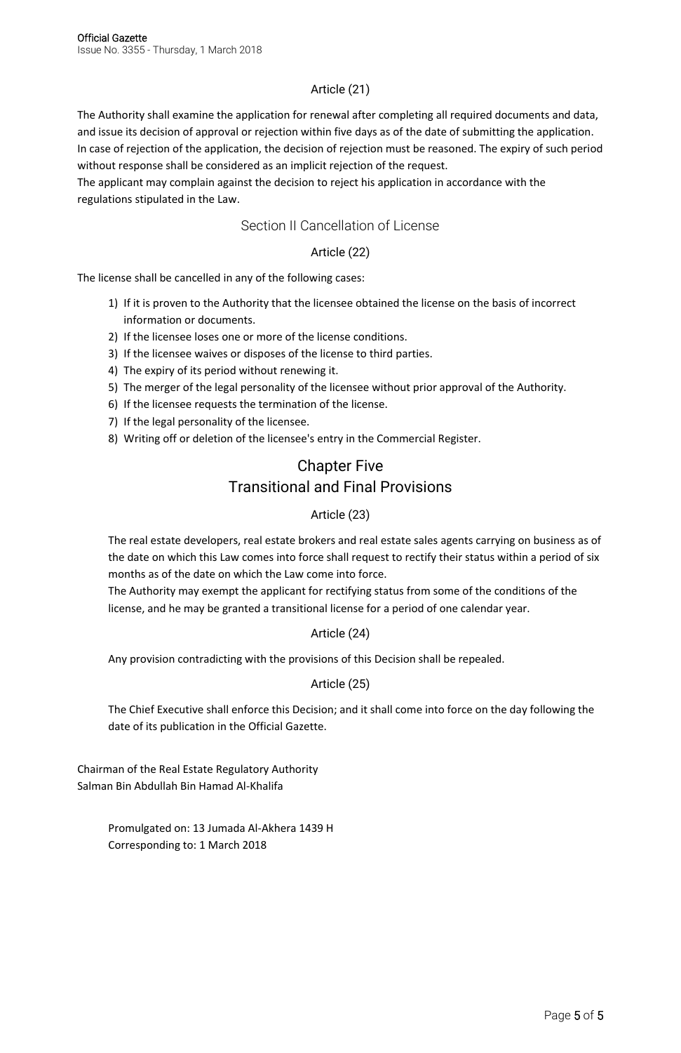### Article (21)

The Authority shall examine the application for renewal after completing all required documents and data, and issue its decision of approval or rejection within five days as of the date of submitting the application. In case of rejection of the application, the decision of rejection must be reasoned. The expiry of such period without response shall be considered as an implicit rejection of the request.
The applicant may complain against the decision to reject his application in accordance with the regulations stipulated in the Law.

## Section II Cancellation of License

### Article (22)

The license shall be cancelled in any of the following cases:

1) If it is proven to the Authority that the licensee obtained the license on the basis of incorrect information or documents.
2) If the licensee loses one or more of the license conditions.
3) If the licensee waives or disposes of the license to third parties.
4) The expiry of its period without renewing it.
5) The merger of the legal personality of the licensee without prior approval of the Authority.
6) If the licensee requests the termination of the license.
7) If the legal personality of the licensee.
8) Writing off or deletion of the licensee's entry in the Commercial Register.

# Chapter Five
# Transitional and Final Provisions

### Article (23)

The real estate developers, real estate brokers and real estate sales agents carrying on business as of the date on which this Law comes into force shall request to rectify their status within a period of six months as of the date on which the Law come into force.
The Authority may exempt the applicant for rectifying status from some of the conditions of the license, and he may be granted a transitional license for a period of one calendar year.

### Article (24)

Any provision contradicting with the provisions of this Decision shall be repealed.

### Article (25)

The Chief Executive shall enforce this Decision; and it shall come into force on the day following the date of its publication in the Official Gazette.

Chairman of the Real Estate Regulatory Authority
Salman Bin Abdullah Bin Hamad Al-Khalifa

Promulgated on: 13 Jumada Al-Akhera 1439 H
Corresponding to: 1 March 2018